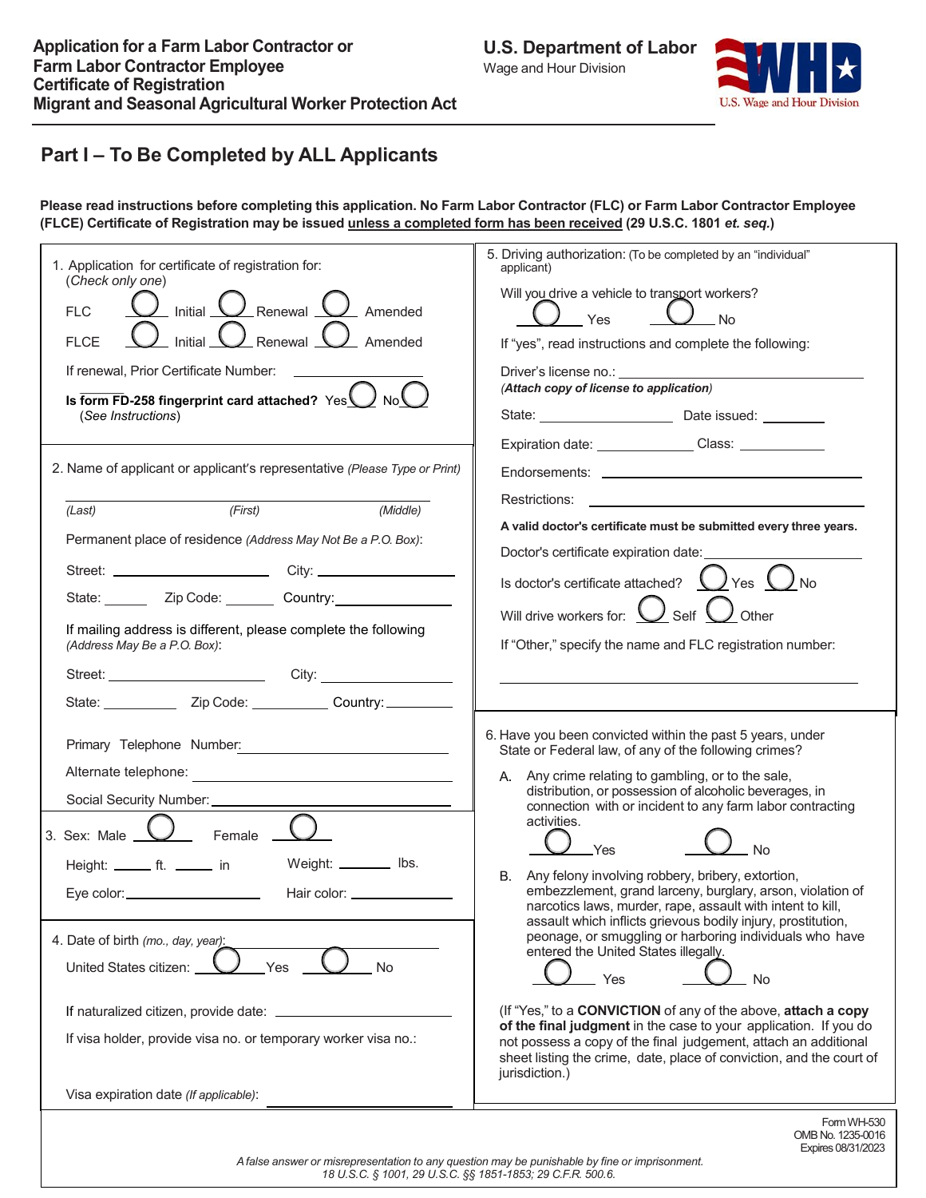# Application for a Farm Labor Contractor or Farm Labor Contractor Employee Certificate of Registration
# Migrant and Seasonal Agricultural Worker Protection Act

**U.S. Department of Labor**
Wage and Hour Division

WHD U.S. Wage and Hour Division

## Part I – To Be Completed by ALL Applicants

**Please read instructions before completing this application. No Farm Labor Contractor (FLC) or Farm Labor Contractor Employee (FLCE) Certificate of Registration may be issued unless a completed form has been received (29 U.S.C. 1801 *et. seq.*)**

1. Application for certificate of registration for:
   (*Check only one*)

   FLC ◯ Initial ◯ Renewal ◯ Amended

   FLCE ◯ Initial ◯ Renewal ◯ Amended

   If renewal, Prior Certificate Number: ______________

   **Is form FD-258 fingerprint card attached?** Yes ◯ No ◯
   (*See Instructions*)

2. Name of applicant or applicant's representative *(Please Type or Print)*

   ______________________________
   *(Last)* *(First)* *(Middle)*

   Permanent place of residence *(Address May Not Be a P.O. Box)*:

   Street: ______________ City: ______________

   State: ______ Zip Code: ______ Country: ______________

   If mailing address is different, please complete the following *(Address May Be a P.O. Box)*:

   Street: ______________ City: ______________

   State: ______ Zip Code: ______ Country: ______________

   Primary Telephone Number: ______________

   Alternate telephone: ______________

   Social Security Number: ______________

3. Sex: Male ◯ Female ◯

   Height: ____ ft. ____ in Weight: ______ lbs.

   Eye color: ______________ Hair color: ______________

4. Date of birth *(mo., day, year)*: ______________

   United States citizen: ◯ Yes ◯ No

   If naturalized citizen, provide date: ______________

   If visa holder, provide visa no. or temporary worker visa no.:

   Visa expiration date *(If applicable)*: ______________

5. Driving authorization: (To be completed by an "individual" applicant)

   Will you drive a vehicle to transport workers?

   ◯ Yes ◯ No

   If "yes", read instructions and complete the following:

   Driver's license no.: ______________
   *(Attach copy of license to application)*

   State: ______________ Date issued: ______

   Expiration date: ______________ Class: ______

   Endorsements: ______________

   Restrictions: ______________

   **A valid doctor's certificate must be submitted every three years.**

   Doctor's certificate expiration date: ______________

   Is doctor's certificate attached? ◯ Yes ◯ No

   Will drive workers for: ◯ Self ◯ Other

   If "Other," specify the name and FLC registration number:

   ______________________________

6. Have you been convicted within the past 5 years, under State or Federal law, of any of the following crimes?

   A. Any crime relating to gambling, or to the sale, distribution, or possession of alcoholic beverages, in connection with or incident to any farm labor contracting activities.

   ◯ Yes ◯ No

   B. Any felony involving robbery, bribery, extortion, embezzlement, grand larceny, burglary, arson, violation of narcotics laws, murder, rape, assault with intent to kill, assault which inflicts grievous bodily injury, prostitution, peonage, or smuggling or harboring individuals who have entered the United States illegally.

   ◯ Yes ◯ No

   (If "Yes," to a **CONVICTION** of any of the above, **attach a copy of the final judgment** in the case to your application. If you do not possess a copy of the final judgement, attach an additional sheet listing the crime, date, place of conviction, and the court of jurisdiction.)

Form WH-530
OMB No. 1235-0016
Expires 08/31/2023

*A false answer or misrepresentation to any question may be punishable by fine or imprisonment. 18 U.S.C. § 1001, 29 U.S.C. §§ 1851-1853; 29 C.F.R. 500.6.*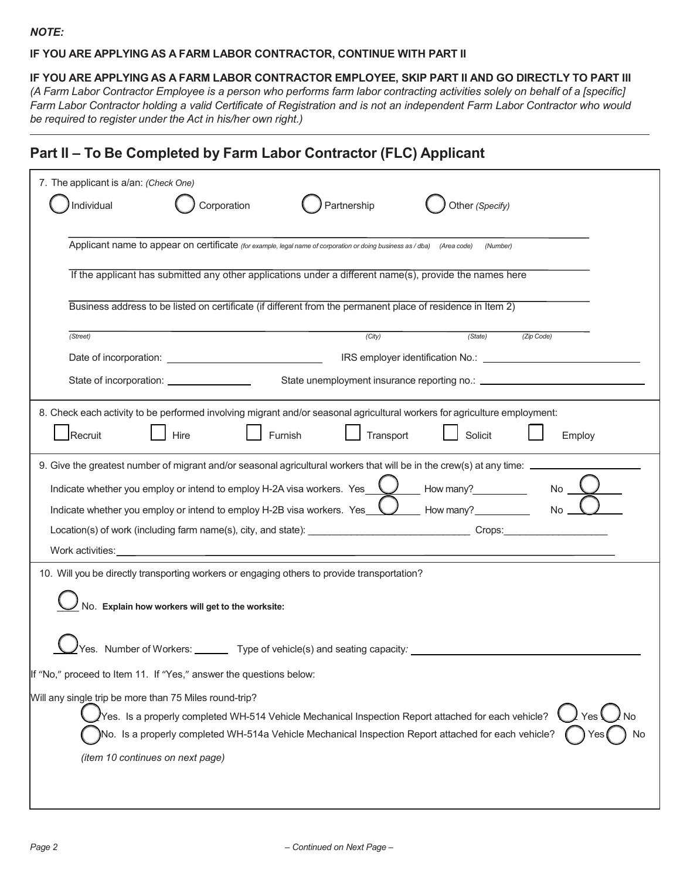***NOTE:***

**IF YOU ARE APPLYING AS A FARM LABOR CONTRACTOR, CONTINUE WITH PART II**

**IF YOU ARE APPLYING AS A FARM LABOR CONTRACTOR EMPLOYEE, SKIP PART II AND GO DIRECTLY TO PART III**
*(A Farm Labor Contractor Employee is a person who performs farm labor contracting activities solely on behalf of a [specific] Farm Labor Contractor holding a valid Certificate of Registration and is not an independent Farm Labor Contractor who would be required to register under the Act in his/her own right.)*

## Part II – To Be Completed by Farm Labor Contractor (FLC) Applicant

7. The applicant is a/an: *(Check One)*

◯ Individual ◯ Corporation ◯ Partnership ◯ Other *(Specify)*

Applicant name to appear on certificate *(for example, legal name of corporation or doing business as / dba)* *(Area code)* *(Number)*

If the applicant has submitted any other applications under a different name(s), provide the names here

Business address to be listed on certificate (if different from the permanent place of residence in Item 2)

*(Street)* *(City)* *(State)* *(Zip Code)*

Date of incorporation: ______________ IRS employer identification No.: ______________

State of incorporation: ______________ State unemployment insurance reporting no.: ______________

8. Check each activity to be performed involving migrant and/or seasonal agricultural workers for agriculture employment:

☐ Recruit ☐ Hire ☐ Furnish ☐ Transport ☐ Solicit ☐ Employ

9. Give the greatest number of migrant and/or seasonal agricultural workers that will be in the crew(s) at any time: ______________

Indicate whether you employ or intend to employ H-2A visa workers. Yes ◯ How many?__________ No ◯

Indicate whether you employ or intend to employ H-2B visa workers. Yes ◯ How many?__________ No ◯

Location(s) of work (including farm name(s), city, and state): ______________________________ Crops:___________________

Work activities: ______________

10. Will you be directly transporting workers or engaging others to provide transportation?

◯ No. **Explain how workers will get to the worksite:**

◯ Yes. Number of Workers: ______ Type of vehicle(s) and seating capacity*:* ______________

If "No," proceed to Item 11. If "Yes," answer the questions below:

Will any single trip be more than 75 Miles round-trip?

◯ Yes. Is a properly completed WH-514 Vehicle Mechanical Inspection Report attached for each vehicle? ◯ Yes ◯ No

◯ No. Is a properly completed WH-514a Vehicle Mechanical Inspection Report attached for each vehicle? ◯ Yes ◯ No

*(item 10 continues on next page)*

– Continued on Next Page –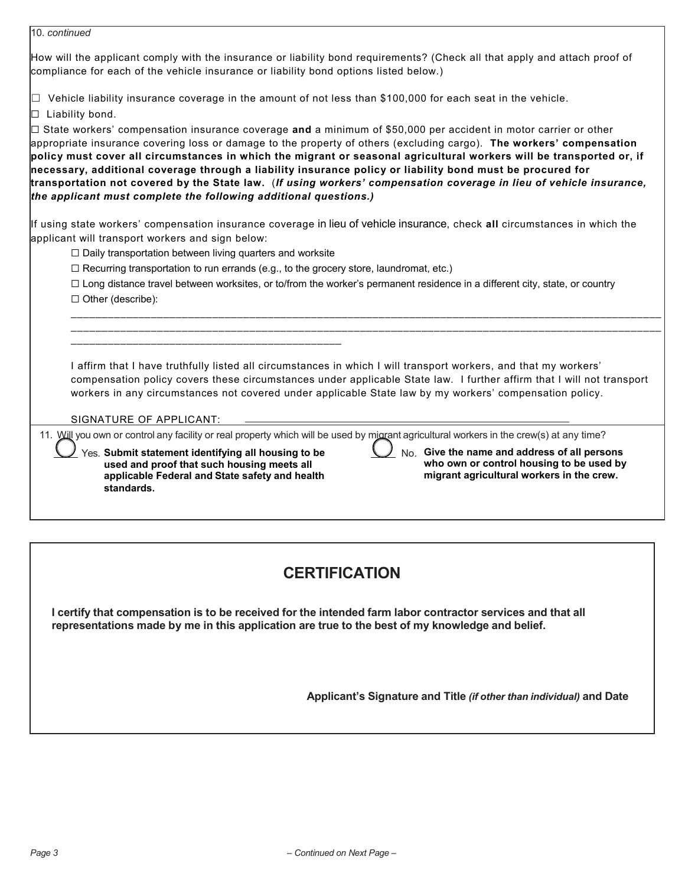10. *continued*

How will the applicant comply with the insurance or liability bond requirements? (Check all that apply and attach proof of compliance for each of the vehicle insurance or liability bond options listed below.)

☐ Vehicle liability insurance coverage in the amount of not less than $100,000 for each seat in the vehicle.

☐ Liability bond.

☐ State workers' compensation insurance coverage **and** a minimum of $50,000 per accident in motor carrier or other appropriate insurance covering loss or damage to the property of others (excluding cargo). **The workers' compensation policy must cover all circumstances in which the migrant or seasonal agricultural workers will be transported or, if necessary, additional coverage through a liability insurance policy or liability bond must be procured for transportation not covered by the State law.** (***If using workers' compensation coverage in lieu of vehicle insurance, the applicant must complete the following additional questions.)***

If using state workers' compensation insurance coverage in lieu of vehicle insurance, check **all** circumstances in which the applicant will transport workers and sign below:

☐ Daily transportation between living quarters and worksite

☐ Recurring transportation to run errands (e.g., to the grocery store, laundromat, etc.)

☐ Long distance travel between worksites, or to/from the worker's permanent residence in a different city, state, or country

☐ Other (describe):

______________________________________________________________________________________________
______________________________________________________________________________________________
____________________________________________

I affirm that I have truthfully listed all circumstances in which I will transport workers, and that my workers' compensation policy covers these circumstances under applicable State law. I further affirm that I will not transport workers in any circumstances not covered under applicable State law by my workers' compensation policy.

SIGNATURE OF APPLICANT: ________________________________________________

11. Will you own or control any facility or real property which will be used by migrant agricultural workers in the crew(s) at any time?

◯ Yes. **Submit statement identifying all housing to be used and proof that such housing meets all applicable Federal and State safety and health standards.**

◯ No. **Give the name and address of all persons who own or control housing to be used by migrant agricultural workers in the crew.**

## CERTIFICATION

**I certify that compensation is to be received for the intended farm labor contractor services and that all representations made by me in this application are true to the best of my knowledge and belief.**

**Applicant's Signature and Title *(if other than individual)* and Date**

– Continued on Next Page –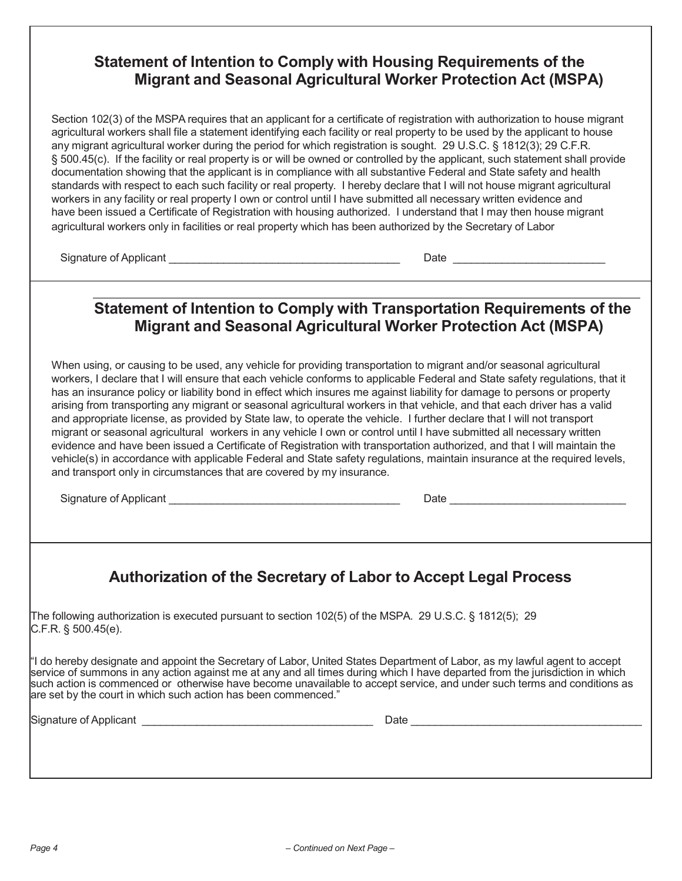## Statement of Intention to Comply with Housing Requirements of the Migrant and Seasonal Agricultural Worker Protection Act (MSPA)

Section 102(3) of the MSPA requires that an applicant for a certificate of registration with authorization to house migrant agricultural workers shall file a statement identifying each facility or real property to be used by the applicant to house any migrant agricultural worker during the period for which registration is sought. 29 U.S.C. § 1812(3); 29 C.F.R. § 500.45(c). If the facility or real property is or will be owned or controlled by the applicant, such statement shall provide documentation showing that the applicant is in compliance with all substantive Federal and State safety and health standards with respect to each such facility or real property. I hereby declare that I will not house migrant agricultural workers in any facility or real property I own or control until I have submitted all necessary written evidence and have been issued a Certificate of Registration with housing authorized. I understand that I may then house migrant agricultural workers only in facilities or real property which has been authorized by the Secretary of Labor

Signature of Applicant ______________________________________ Date ________________________

## Statement of Intention to Comply with Transportation Requirements of the Migrant and Seasonal Agricultural Worker Protection Act (MSPA)

When using, or causing to be used, any vehicle for providing transportation to migrant and/or seasonal agricultural workers, I declare that I will ensure that each vehicle conforms to applicable Federal and State safety regulations, that it has an insurance policy or liability bond in effect which insures me against liability for damage to persons or property arising from transporting any migrant or seasonal agricultural workers in that vehicle, and that each driver has a valid and appropriate license, as provided by State law, to operate the vehicle. I further declare that I will not transport migrant or seasonal agricultural workers in any vehicle I own or control until I have submitted all necessary written evidence and have been issued a Certificate of Registration with transportation authorized, and that I will maintain the vehicle(s) in accordance with applicable Federal and State safety regulations, maintain insurance at the required levels, and transport only in circumstances that are covered by my insurance.

Signature of Applicant ______________________________________ Date ____________________________

## Authorization of the Secretary of Labor to Accept Legal Process

The following authorization is executed pursuant to section 102(5) of the MSPA. 29 U.S.C. § 1812(5); 29 C.F.R. § 500.45(e).

"I do hereby designate and appoint the Secretary of Labor, United States Department of Labor, as my lawful agent to accept service of summons in any action against me at any and all times during which I have departed from the jurisdiction in which such action is commenced or otherwise have become unavailable to accept service, and under such terms and conditions as are set by the court in which such action has been commenced."

Signature of Applicant ______________________________________ Date ______________________________________

– Continued on Next Page –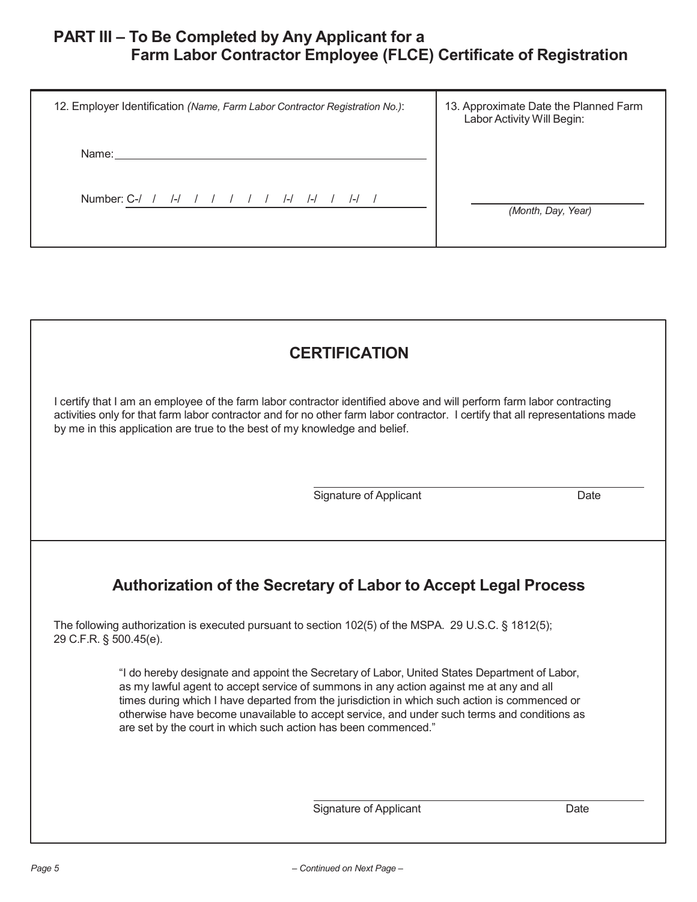## PART III – To Be Completed by Any Applicant for a Farm Labor Contractor Employee (FLCE) Certificate of Registration

| 12. Employer Identification *(Name, Farm Labor Contractor Registration No.)*: | 13. Approximate Date the Planned Farm Labor Activity Will Begin: |
|---|---|
| Name: ______________________________ | |
| Number: C-/ / /-/ / / / / / / /-/ /-/ / /-/ / | ______________________ *(Month, Day, Year)* |

### CERTIFICATION

I certify that I am an employee of the farm labor contractor identified above and will perform farm labor contracting activities only for that farm labor contractor and for no other farm labor contractor. I certify that all representations made by me in this application are true to the best of my knowledge and belief.

______________________________________________
Signature of Applicant Date

### Authorization of the Secretary of Labor to Accept Legal Process

The following authorization is executed pursuant to section 102(5) of the MSPA. 29 U.S.C. § 1812(5); 29 C.F.R. § 500.45(e).

> "I do hereby designate and appoint the Secretary of Labor, United States Department of Labor, as my lawful agent to accept service of summons in any action against me at any and all times during which I have departed from the jurisdiction in which such action is commenced or otherwise have become unavailable to accept service, and under such terms and conditions as are set by the court in which such action has been commenced."

______________________________________________
Signature of Applicant Date

*– Continued on Next Page –*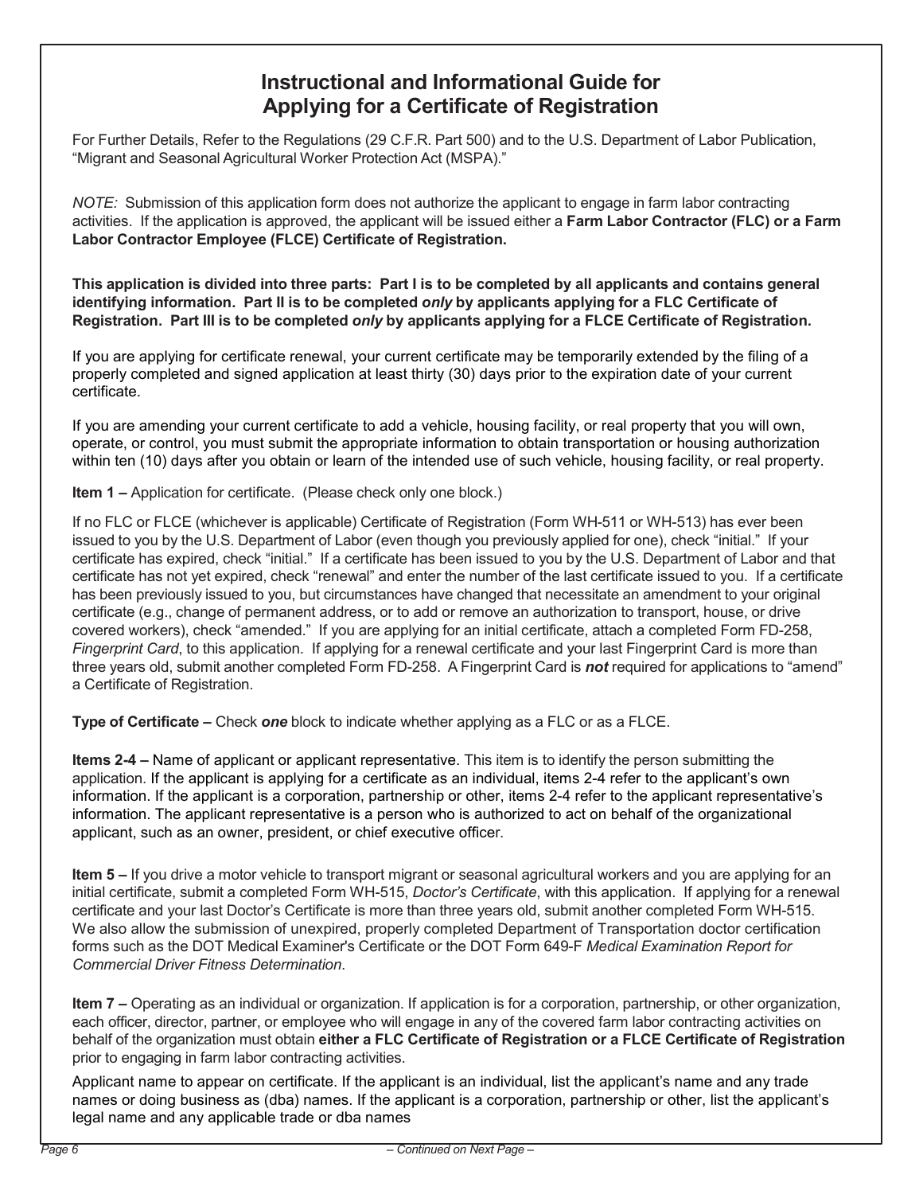# Instructional and Informational Guide for Applying for a Certificate of Registration

For Further Details, Refer to the Regulations (29 C.F.R. Part 500) and to the U.S. Department of Labor Publication, "Migrant and Seasonal Agricultural Worker Protection Act (MSPA)."

*NOTE:* Submission of this application form does not authorize the applicant to engage in farm labor contracting activities. If the application is approved, the applicant will be issued either a **Farm Labor Contractor (FLC) or a Farm Labor Contractor Employee (FLCE) Certificate of Registration.**

**This application is divided into three parts: Part I is to be completed by all applicants and contains general identifying information. Part II is to be completed *only* by applicants applying for a FLC Certificate of Registration. Part III is to be completed *only* by applicants applying for a FLCE Certificate of Registration.**

If you are applying for certificate renewal, your current certificate may be temporarily extended by the filing of a properly completed and signed application at least thirty (30) days prior to the expiration date of your current certificate.

If you are amending your current certificate to add a vehicle, housing facility, or real property that you will own, operate, or control, you must submit the appropriate information to obtain transportation or housing authorization within ten (10) days after you obtain or learn of the intended use of such vehicle, housing facility, or real property.

**Item 1 –** Application for certificate. (Please check only one block.)

If no FLC or FLCE (whichever is applicable) Certificate of Registration (Form WH-511 or WH-513) has ever been issued to you by the U.S. Department of Labor (even though you previously applied for one), check "initial." If your certificate has expired, check "initial." If a certificate has been issued to you by the U.S. Department of Labor and that certificate has not yet expired, check "renewal" and enter the number of the last certificate issued to you. If a certificate has been previously issued to you, but circumstances have changed that necessitate an amendment to your original certificate (e.g., change of permanent address, or to add or remove an authorization to transport, house, or drive covered workers), check "amended." If you are applying for an initial certificate, attach a completed Form FD-258, *Fingerprint Card*, to this application. If applying for a renewal certificate and your last Fingerprint Card is more than three years old, submit another completed Form FD-258. A Fingerprint Card is ***not*** required for applications to "amend" a Certificate of Registration.

**Type of Certificate –** Check ***one*** block to indicate whether applying as a FLC or as a FLCE.

**Items 2-4 –** Name of applicant or applicant representative. This item is to identify the person submitting the application. If the applicant is applying for a certificate as an individual, items 2-4 refer to the applicant's own information. If the applicant is a corporation, partnership or other, items 2-4 refer to the applicant representative's information. The applicant representative is a person who is authorized to act on behalf of the organizational applicant, such as an owner, president, or chief executive officer.

**Item 5 –** If you drive a motor vehicle to transport migrant or seasonal agricultural workers and you are applying for an initial certificate, submit a completed Form WH-515, *Doctor's Certificate*, with this application. If applying for a renewal certificate and your last Doctor's Certificate is more than three years old, submit another completed Form WH-515. We also allow the submission of unexpired, properly completed Department of Transportation doctor certification forms such as the DOT Medical Examiner's Certificate or the DOT Form 649-F *Medical Examination Report for Commercial Driver Fitness Determination*.

**Item 7 –** Operating as an individual or organization. If application is for a corporation, partnership, or other organization, each officer, director, partner, or employee who will engage in any of the covered farm labor contracting activities on behalf of the organization must obtain **either a FLC Certificate of Registration or a FLCE Certificate of Registration** prior to engaging in farm labor contracting activities.

Applicant name to appear on certificate. If the applicant is an individual, list the applicant's name and any trade names or doing business as (dba) names. If the applicant is a corporation, partnership or other, list the applicant's legal name and any applicable trade or dba names

– Continued on Next Page –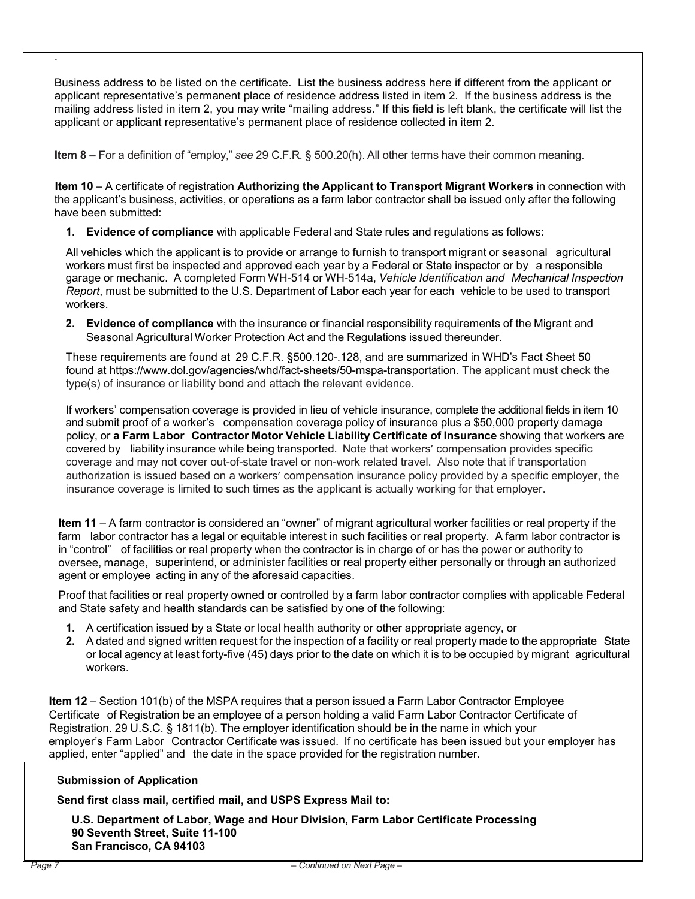Business address to be listed on the certificate. List the business address here if different from the applicant or applicant representative's permanent place of residence address listed in item 2. If the business address is the mailing address listed in item 2, you may write "mailing address." If this field is left blank, the certificate will list the applicant or applicant representative's permanent place of residence collected in item 2.

**Item 8 –** For a definition of "employ," *see* 29 C.F.R. § 500.20(h). All other terms have their common meaning.

**Item 10** – A certificate of registration **Authorizing the Applicant to Transport Migrant Workers** in connection with the applicant's business, activities, or operations as a farm labor contractor shall be issued only after the following have been submitted:

1. **Evidence of compliance** with applicable Federal and State rules and regulations as follows:

   All vehicles which the applicant is to provide or arrange to furnish to transport migrant or seasonal agricultural workers must first be inspected and approved each year by a Federal or State inspector or by a responsible garage or mechanic. A completed Form WH-514 or WH-514a, *Vehicle Identification and Mechanical Inspection Report*, must be submitted to the U.S. Department of Labor each year for each vehicle to be used to transport workers.

2. **Evidence of compliance** with the insurance or financial responsibility requirements of the Migrant and Seasonal Agricultural Worker Protection Act and the Regulations issued thereunder.

   These requirements are found at 29 C.F.R. §500.120-.128, and are summarized in WHD's Fact Sheet 50 found at https://www.dol.gov/agencies/whd/fact-sheets/50-mspa-transportation. The applicant must check the type(s) of insurance or liability bond and attach the relevant evidence.

   If workers' compensation coverage is provided in lieu of vehicle insurance, complete the additional fields in item 10 and submit proof of a worker's compensation coverage policy of insurance plus a $50,000 property damage policy, or **a Farm Labor Contractor Motor Vehicle Liability Certificate of Insurance** showing that workers are covered by liability insurance while being transported. Note that workers' compensation provides specific coverage and may not cover out-of-state travel or non-work related travel. Also note that if transportation authorization is issued based on a workers' compensation insurance policy provided by a specific employer, the insurance coverage is limited to such times as the applicant is actually working for that employer.

**Item 11** – A farm contractor is considered an "owner" of migrant agricultural worker facilities or real property if the farm labor contractor has a legal or equitable interest in such facilities or real property. A farm labor contractor is in "control" of facilities or real property when the contractor is in charge of or has the power or authority to oversee, manage, superintend, or administer facilities or real property either personally or through an authorized agent or employee acting in any of the aforesaid capacities.

Proof that facilities or real property owned or controlled by a farm labor contractor complies with applicable Federal and State safety and health standards can be satisfied by one of the following:

1. A certification issued by a State or local health authority or other appropriate agency, or
2. A dated and signed written request for the inspection of a facility or real property made to the appropriate State or local agency at least forty-five (45) days prior to the date on which it is to be occupied by migrant agricultural workers.

**Item 12** – Section 101(b) of the MSPA requires that a person issued a Farm Labor Contractor Employee Certificate of Registration be an employee of a person holding a valid Farm Labor Contractor Certificate of Registration. 29 U.S.C. § 1811(b). The employer identification should be in the name in which your employer's Farm Labor Contractor Certificate was issued. If no certificate has been issued but your employer has applied, enter "applied" and the date in the space provided for the registration number.

**Submission of Application**

**Send first class mail, certified mail, and USPS Express Mail to:**

**U.S. Department of Labor, Wage and Hour Division, Farm Labor Certificate Processing**
**90 Seventh Street, Suite 11-100**
**San Francisco, CA 94103**

*– Continued on Next Page –*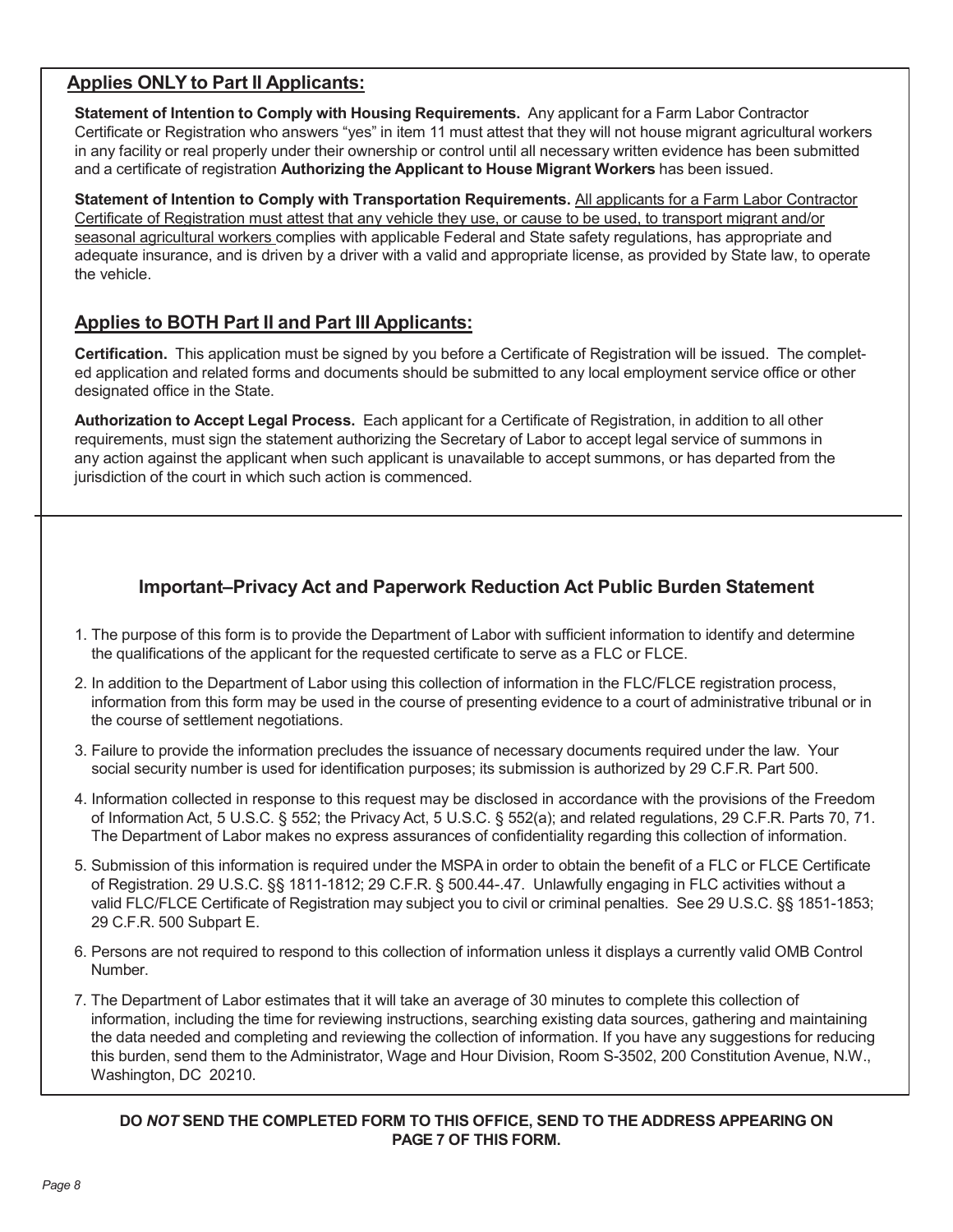## Applies ONLY to Part II Applicants:

**Statement of Intention to Comply with Housing Requirements.** Any applicant for a Farm Labor Contractor Certificate or Registration who answers "yes" in item 11 must attest that they will not house migrant agricultural workers in any facility or real properly under their ownership or control until all necessary written evidence has been submitted and a certificate of registration **Authorizing the Applicant to House Migrant Workers** has been issued.

**Statement of Intention to Comply with Transportation Requirements.** All applicants for a Farm Labor Contractor Certificate of Registration must attest that any vehicle they use, or cause to be used, to transport migrant and/or seasonal agricultural workers complies with applicable Federal and State safety regulations, has appropriate and adequate insurance, and is driven by a driver with a valid and appropriate license, as provided by State law, to operate the vehicle.

## Applies to BOTH Part II and Part III Applicants:

**Certification.** This application must be signed by you before a Certificate of Registration will be issued. The completed application and related forms and documents should be submitted to any local employment service office or other designated office in the State.

**Authorization to Accept Legal Process.** Each applicant for a Certificate of Registration, in addition to all other requirements, must sign the statement authorizing the Secretary of Labor to accept legal service of summons in any action against the applicant when such applicant is unavailable to accept summons, or has departed from the jurisdiction of the court in which such action is commenced.

### Important–Privacy Act and Paperwork Reduction Act Public Burden Statement

1. The purpose of this form is to provide the Department of Labor with sufficient information to identify and determine the qualifications of the applicant for the requested certificate to serve as a FLC or FLCE.
2. In addition to the Department of Labor using this collection of information in the FLC/FLCE registration process, information from this form may be used in the course of presenting evidence to a court of administrative tribunal or in the course of settlement negotiations.
3. Failure to provide the information precludes the issuance of necessary documents required under the law. Your social security number is used for identification purposes; its submission is authorized by 29 C.F.R. Part 500.
4. Information collected in response to this request may be disclosed in accordance with the provisions of the Freedom of Information Act, 5 U.S.C. § 552; the Privacy Act, 5 U.S.C. § 552(a); and related regulations, 29 C.F.R. Parts 70, 71. The Department of Labor makes no express assurances of confidentiality regarding this collection of information.
5. Submission of this information is required under the MSPA in order to obtain the benefit of a FLC or FLCE Certificate of Registration. 29 U.S.C. §§ 1811-1812; 29 C.F.R. § 500.44-.47. Unlawfully engaging in FLC activities without a valid FLC/FLCE Certificate of Registration may subject you to civil or criminal penalties. See 29 U.S.C. §§ 1851-1853; 29 C.F.R. 500 Subpart E.
6. Persons are not required to respond to this collection of information unless it displays a currently valid OMB Control Number.
7. The Department of Labor estimates that it will take an average of 30 minutes to complete this collection of information, including the time for reviewing instructions, searching existing data sources, gathering and maintaining the data needed and completing and reviewing the collection of information. If you have any suggestions for reducing this burden, send them to the Administrator, Wage and Hour Division, Room S-3502, 200 Constitution Avenue, N.W., Washington, DC 20210.

**DO *NOT* SEND THE COMPLETED FORM TO THIS OFFICE, SEND TO THE ADDRESS APPEARING ON PAGE 7 OF THIS FORM.**